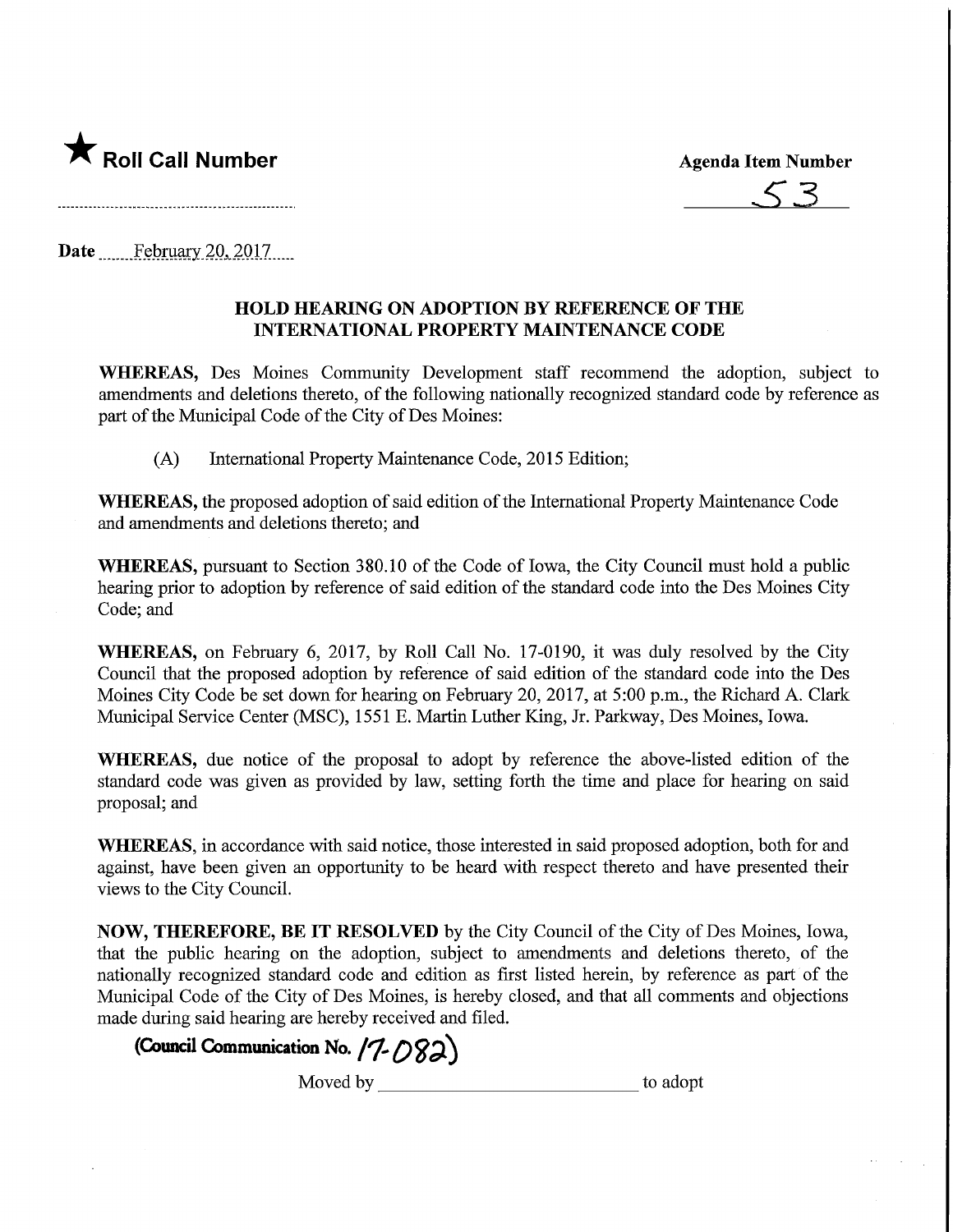★ **Roll Call Number**

**Agenda Item Number**

53

**Date** February 20, 2017

## HOLD HEARING ON ADOPTION BY REFERENCE OF THE INTERNATIONAL PROPERTY MAINTENANCE CODE

**WHEREAS,** Des Moines Community Development staff recommend the adoption, subject to amendments and deletions thereto, of the following nationally recognized standard code by reference as part of the Municipal Code of the City of Des Moines:

(A) International Property Maintenance Code, 2015 Edition;

**WHEREAS,** the proposed adoption of said edition of the International Property Maintenance Code and amendments and deletions thereto; and

**WHEREAS,** pursuant to Section 380.10 of the Code of Iowa, the City Council must hold a public hearing prior to adoption by reference of said edition of the standard code into the Des Moines City Code; and

**WHEREAS,** on February 6, 2017, by Roll Call No. 17-0190, it was duly resolved by the City Council that the proposed adoption by reference of said edition of the standard code into the Des Moines City Code be set down for hearing on February 20, 2017, at 5:00 p.m., the Richard A. Clark Municipal Service Center (MSC), 1551 E. Martin Luther King, Jr. Parkway, Des Moines, Iowa.

**WHEREAS,** due notice of the proposal to adopt by reference the above-listed edition of the standard code was given as provided by law, setting forth the time and place for hearing on said proposal; and

**WHEREAS,** in accordance with said notice, those interested in said proposed adoption, both for and against, have been given an opportunity to be heard with respect thereto and have presented their views to the City Council.

**NOW, THEREFORE, BE IT RESOLVED** by the City Council of the City of Des Moines, Iowa, that the public hearing on the adoption, subject to amendments and deletions thereto, of the nationally recognized standard code and edition as first listed herein, by reference as part of the Municipal Code of the City of Des Moines, is hereby closed, and that all comments and objections made during said hearing are hereby received and filed.

**(Council Communication No. 17-082)**

Moved by ____________________________ to adopt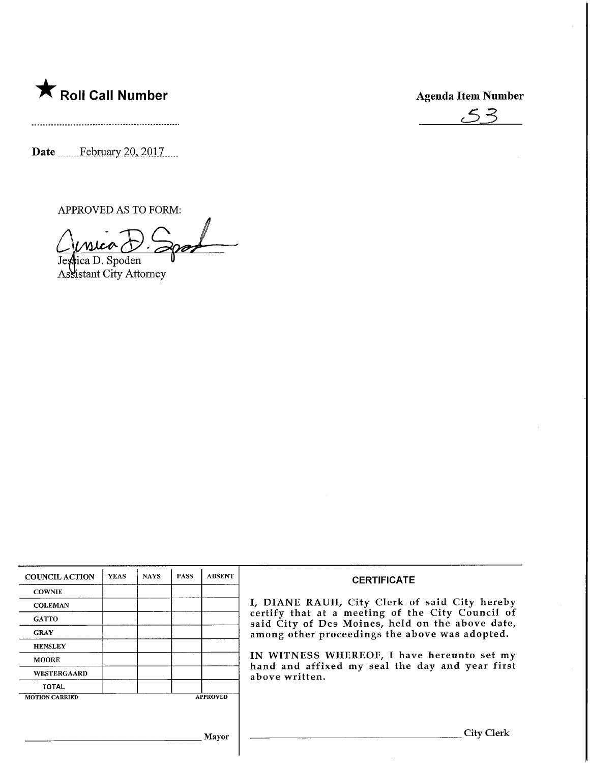★ **Roll Call Number**

..............................................................

**Agenda Item Number**

53

**Date** February 20, 2017

APPROVED AS TO FORM:

Jessica D. Spoden
Assistant City Attorney

| COUNCIL ACTION | YEAS | NAYS | PASS | ABSENT |
|---|---|---|---|---|
| COWNIE | | | | |
| COLEMAN | | | | |
| GATTO | | | | |
| GRAY | | | | |
| HENSLEY | | | | |
| MOORE | | | | |
| WESTERGAARD | | | | |
| TOTAL | | | | |

MOTION CARRIED APPROVED

______________________________ Mayor

**CERTIFICATE**

I, DIANE RAUH, City Clerk of said City hereby certify that at a meeting of the City Council of said City of Des Moines, held on the above date, among other proceedings the above was adopted.

IN WITNESS WHEREOF, I have hereunto set my hand and affixed my seal the day and year first above written.

______________________________ City Clerk